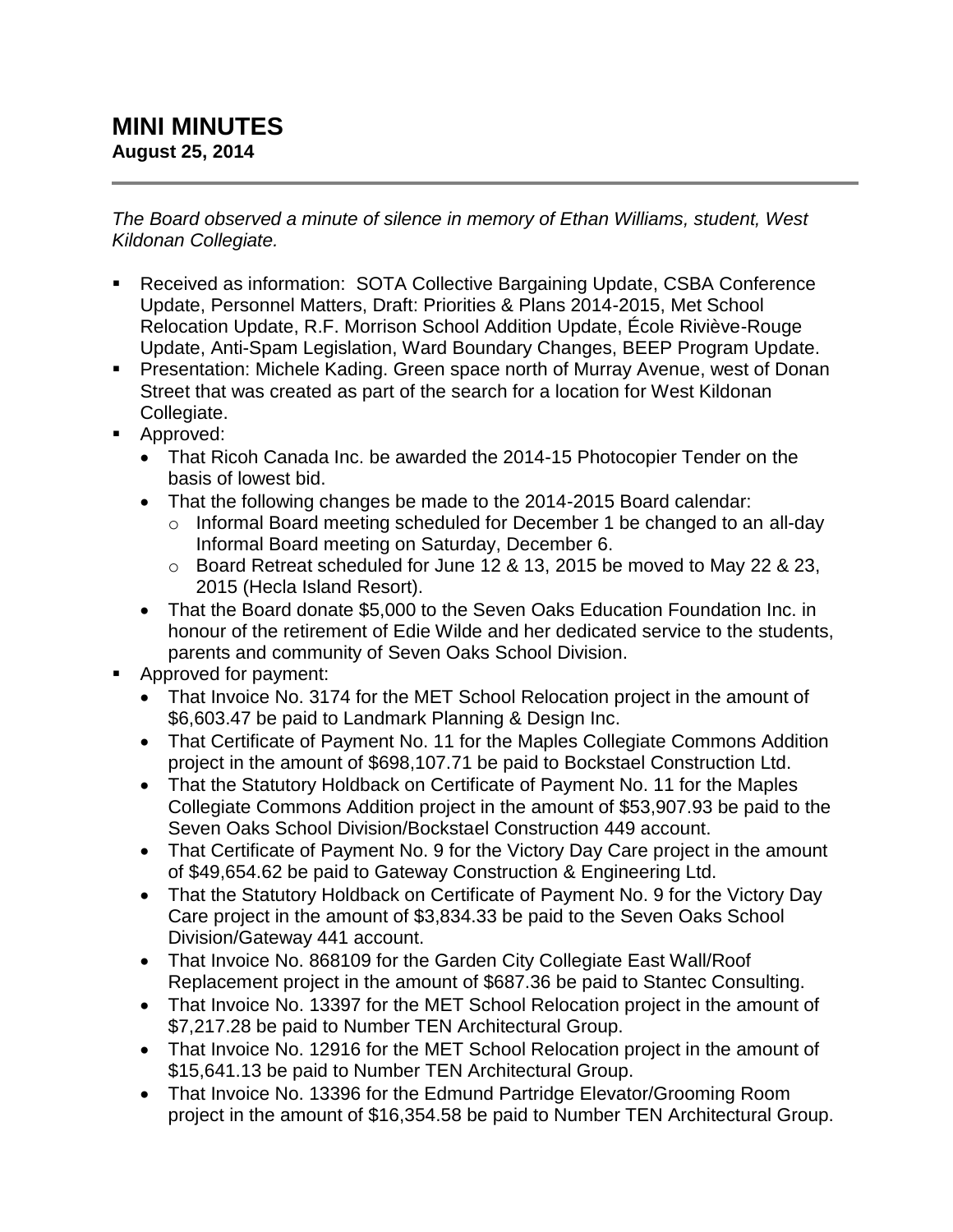# MINI MINUTES

**August 25, 2014**

---

*The Board observed a minute of silence in memory of Ethan Williams, student, West Kildonan Collegiate.*

- Received as information: SOTA Collective Bargaining Update, CSBA Conference Update, Personnel Matters, Draft: Priorities & Plans 2014-2015, Met School Relocation Update, R.F. Morrison School Addition Update, École Rivièe-Rouge Update, Anti-Spam Legislation, Ward Boundary Changes, BEEP Program Update.
- Presentation: Michele Kading. Green space north of Murray Avenue, west of Donan Street that was created as part of the search for a location for West Kildonan Collegiate.
- Approved:
  - That Ricoh Canada Inc. be awarded the 2014-15 Photocopier Tender on the basis of lowest bid.
  - That the following changes be made to the 2014-2015 Board calendar:
    - Informal Board meeting scheduled for December 1 be changed to an all-day Informal Board meeting on Saturday, December 6.
    - Board Retreat scheduled for June 12 & 13, 2015 be moved to May 22 & 23, 2015 (Hecla Island Resort).
  - That the Board donate $5,000 to the Seven Oaks Education Foundation Inc. in honour of the retirement of Edie Wilde and her dedicated service to the students, parents and community of Seven Oaks School Division.
- Approved for payment:
  - That Invoice No. 3174 for the MET School Relocation project in the amount of $6,603.47 be paid to Landmark Planning & Design Inc.
  - That Certificate of Payment No. 11 for the Maples Collegiate Commons Addition project in the amount of $698,107.71 be paid to Bockstael Construction Ltd.
  - That the Statutory Holdback on Certificate of Payment No. 11 for the Maples Collegiate Commons Addition project in the amount of $53,907.93 be paid to the Seven Oaks School Division/Bockstael Construction 449 account.
  - That Certificate of Payment No. 9 for the Victory Day Care project in the amount of $49,654.62 be paid to Gateway Construction & Engineering Ltd.
  - That the Statutory Holdback on Certificate of Payment No. 9 for the Victory Day Care project in the amount of $3,834.33 be paid to the Seven Oaks School Division/Gateway 441 account.
  - That Invoice No. 868109 for the Garden City Collegiate East Wall/Roof Replacement project in the amount of $687.36 be paid to Stantec Consulting.
  - That Invoice No. 13397 for the MET School Relocation project in the amount of $7,217.28 be paid to Number TEN Architectural Group.
  - That Invoice No. 12916 for the MET School Relocation project in the amount of $15,641.13 be paid to Number TEN Architectural Group.
  - That Invoice No. 13396 for the Edmund Partridge Elevator/Grooming Room project in the amount of $16,354.58 be paid to Number TEN Architectural Group.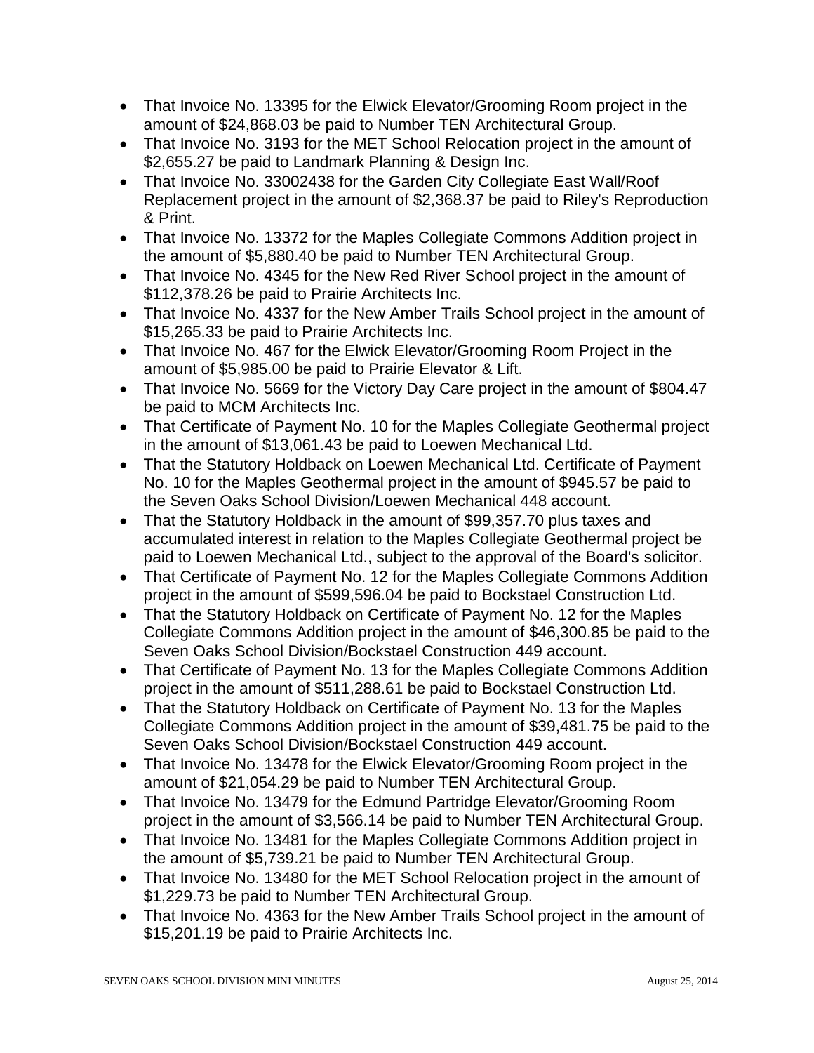- That Invoice No. 13395 for the Elwick Elevator/Grooming Room project in the amount of $24,868.03 be paid to Number TEN Architectural Group.
- That Invoice No. 3193 for the MET School Relocation project in the amount of $2,655.27 be paid to Landmark Planning & Design Inc.
- That Invoice No. 33002438 for the Garden City Collegiate East Wall/Roof Replacement project in the amount of $2,368.37 be paid to Riley's Reproduction & Print.
- That Invoice No. 13372 for the Maples Collegiate Commons Addition project in the amount of $5,880.40 be paid to Number TEN Architectural Group.
- That Invoice No. 4345 for the New Red River School project in the amount of $112,378.26 be paid to Prairie Architects Inc.
- That Invoice No. 4337 for the New Amber Trails School project in the amount of $15,265.33 be paid to Prairie Architects Inc.
- That Invoice No. 467 for the Elwick Elevator/Grooming Room Project in the amount of $5,985.00 be paid to Prairie Elevator & Lift.
- That Invoice No. 5669 for the Victory Day Care project in the amount of $804.47 be paid to MCM Architects Inc.
- That Certificate of Payment No. 10 for the Maples Collegiate Geothermal project in the amount of $13,061.43 be paid to Loewen Mechanical Ltd.
- That the Statutory Holdback on Loewen Mechanical Ltd. Certificate of Payment No. 10 for the Maples Geothermal project in the amount of $945.57 be paid to the Seven Oaks School Division/Loewen Mechanical 448 account.
- That the Statutory Holdback in the amount of $99,357.70 plus taxes and accumulated interest in relation to the Maples Collegiate Geothermal project be paid to Loewen Mechanical Ltd., subject to the approval of the Board's solicitor.
- That Certificate of Payment No. 12 for the Maples Collegiate Commons Addition project in the amount of $599,596.04 be paid to Bockstael Construction Ltd.
- That the Statutory Holdback on Certificate of Payment No. 12 for the Maples Collegiate Commons Addition project in the amount of $46,300.85 be paid to the Seven Oaks School Division/Bockstael Construction 449 account.
- That Certificate of Payment No. 13 for the Maples Collegiate Commons Addition project in the amount of $511,288.61 be paid to Bockstael Construction Ltd.
- That the Statutory Holdback on Certificate of Payment No. 13 for the Maples Collegiate Commons Addition project in the amount of $39,481.75 be paid to the Seven Oaks School Division/Bockstael Construction 449 account.
- That Invoice No. 13478 for the Elwick Elevator/Grooming Room project in the amount of $21,054.29 be paid to Number TEN Architectural Group.
- That Invoice No. 13479 for the Edmund Partridge Elevator/Grooming Room project in the amount of $3,566.14 be paid to Number TEN Architectural Group.
- That Invoice No. 13481 for the Maples Collegiate Commons Addition project in the amount of $5,739.21 be paid to Number TEN Architectural Group.
- That Invoice No. 13480 for the MET School Relocation project in the amount of $1,229.73 be paid to Number TEN Architectural Group.
- That Invoice No. 4363 for the New Amber Trails School project in the amount of $15,201.19 be paid to Prairie Architects Inc.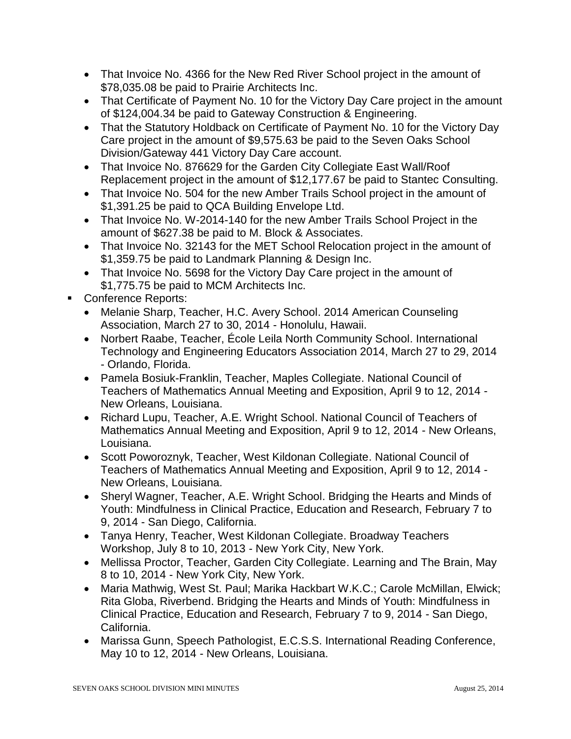- That Invoice No. 4366 for the New Red River School project in the amount of $78,035.08 be paid to Prairie Architects Inc.
- That Certificate of Payment No. 10 for the Victory Day Care project in the amount of $124,004.34 be paid to Gateway Construction & Engineering.
- That the Statutory Holdback on Certificate of Payment No. 10 for the Victory Day Care project in the amount of $9,575.63 be paid to the Seven Oaks School Division/Gateway 441 Victory Day Care account.
- That Invoice No. 876629 for the Garden City Collegiate East Wall/Roof Replacement project in the amount of $12,177.67 be paid to Stantec Consulting.
- That Invoice No. 504 for the new Amber Trails School project in the amount of $1,391.25 be paid to QCA Building Envelope Ltd.
- That Invoice No. W-2014-140 for the new Amber Trails School Project in the amount of $627.38 be paid to M. Block & Associates.
- That Invoice No. 32143 for the MET School Relocation project in the amount of $1,359.75 be paid to Landmark Planning & Design Inc.
- That Invoice No. 5698 for the Victory Day Care project in the amount of $1,775.75 be paid to MCM Architects Inc.

- Conference Reports:
  - Melanie Sharp, Teacher, H.C. Avery School. 2014 American Counseling Association, March 27 to 30, 2014 - Honolulu, Hawaii.
  - Norbert Raabe, Teacher, École Leila North Community School. International Technology and Engineering Educators Association 2014, March 27 to 29, 2014 - Orlando, Florida.
  - Pamela Bosiuk-Franklin, Teacher, Maples Collegiate. National Council of Teachers of Mathematics Annual Meeting and Exposition, April 9 to 12, 2014 - New Orleans, Louisiana.
  - Richard Lupu, Teacher, A.E. Wright School. National Council of Teachers of Mathematics Annual Meeting and Exposition, April 9 to 12, 2014 - New Orleans, Louisiana.
  - Scott Poworoznyk, Teacher, West Kildonan Collegiate. National Council of Teachers of Mathematics Annual Meeting and Exposition, April 9 to 12, 2014 - New Orleans, Louisiana.
  - Sheryl Wagner, Teacher, A.E. Wright School. Bridging the Hearts and Minds of Youth: Mindfulness in Clinical Practice, Education and Research, February 7 to 9, 2014 - San Diego, California.
  - Tanya Henry, Teacher, West Kildonan Collegiate. Broadway Teachers Workshop, July 8 to 10, 2013 - New York City, New York.
  - Mellissa Proctor, Teacher, Garden City Collegiate. Learning and The Brain, May 8 to 10, 2014 - New York City, New York.
  - Maria Mathwig, West St. Paul; Marika Hackbart W.K.C.; Carole McMillan, Elwick; Rita Globa, Riverbend. Bridging the Hearts and Minds of Youth: Mindfulness in Clinical Practice, Education and Research, February 7 to 9, 2014 - San Diego, California.
  - Marissa Gunn, Speech Pathologist, E.C.S.S. International Reading Conference, May 10 to 12, 2014 - New Orleans, Louisiana.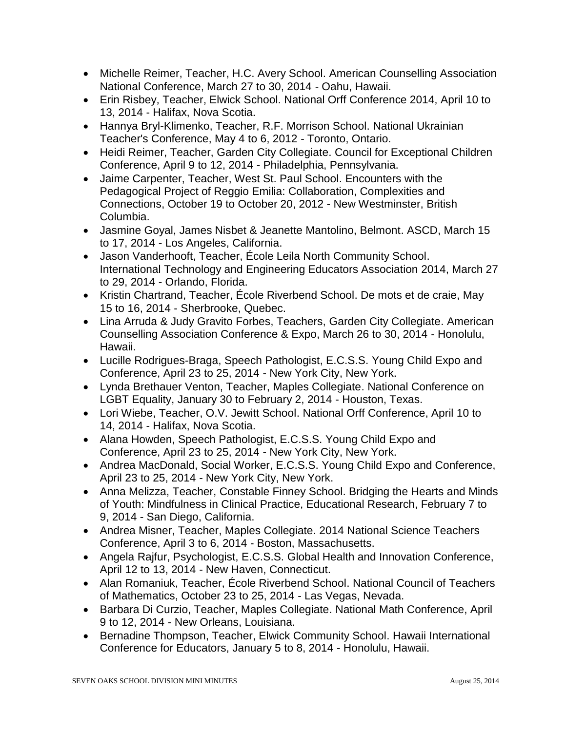- Michelle Reimer, Teacher, H.C. Avery School. American Counselling Association National Conference, March 27 to 30, 2014 - Oahu, Hawaii.
- Erin Risbey, Teacher, Elwick School. National Orff Conference 2014, April 10 to 13, 2014 - Halifax, Nova Scotia.
- Hannya Bryl-Klimenko, Teacher, R.F. Morrison School. National Ukrainian Teacher's Conference, May 4 to 6, 2012 - Toronto, Ontario.
- Heidi Reimer, Teacher, Garden City Collegiate. Council for Exceptional Children Conference, April 9 to 12, 2014 - Philadelphia, Pennsylvania.
- Jaime Carpenter, Teacher, West St. Paul School. Encounters with the Pedagogical Project of Reggio Emilia: Collaboration, Complexities and Connections, October 19 to October 20, 2012 - New Westminster, British Columbia.
- Jasmine Goyal, James Nisbet & Jeanette Mantolino, Belmont. ASCD, March 15 to 17, 2014 - Los Angeles, California.
- Jason Vanderhooft, Teacher, École Leila North Community School. International Technology and Engineering Educators Association 2014, March 27 to 29, 2014 - Orlando, Florida.
- Kristin Chartrand, Teacher, École Riverbend School. De mots et de craie, May 15 to 16, 2014 - Sherbrooke, Quebec.
- Lina Arruda & Judy Gravito Forbes, Teachers, Garden City Collegiate. American Counselling Association Conference & Expo, March 26 to 30, 2014 - Honolulu, Hawaii.
- Lucille Rodrigues-Braga, Speech Pathologist, E.C.S.S. Young Child Expo and Conference, April 23 to 25, 2014 - New York City, New York.
- Lynda Brethauer Venton, Teacher, Maples Collegiate. National Conference on LGBT Equality, January 30 to February 2, 2014 - Houston, Texas.
- Lori Wiebe, Teacher, O.V. Jewitt School. National Orff Conference, April 10 to 14, 2014 - Halifax, Nova Scotia.
- Alana Howden, Speech Pathologist, E.C.S.S. Young Child Expo and Conference, April 23 to 25, 2014 - New York City, New York.
- Andrea MacDonald, Social Worker, E.C.S.S. Young Child Expo and Conference, April 23 to 25, 2014 - New York City, New York.
- Anna Melizza, Teacher, Constable Finney School. Bridging the Hearts and Minds of Youth: Mindfulness in Clinical Practice, Educational Research, February 7 to 9, 2014 - San Diego, California.
- Andrea Misner, Teacher, Maples Collegiate. 2014 National Science Teachers Conference, April 3 to 6, 2014 - Boston, Massachusetts.
- Angela Rajfur, Psychologist, E.C.S.S. Global Health and Innovation Conference, April 12 to 13, 2014 - New Haven, Connecticut.
- Alan Romaniuk, Teacher, École Riverbend School. National Council of Teachers of Mathematics, October 23 to 25, 2014 - Las Vegas, Nevada.
- Barbara Di Curzio, Teacher, Maples Collegiate. National Math Conference, April 9 to 12, 2014 - New Orleans, Louisiana.
- Bernadine Thompson, Teacher, Elwick Community School. Hawaii International Conference for Educators, January 5 to 8, 2014 - Honolulu, Hawaii.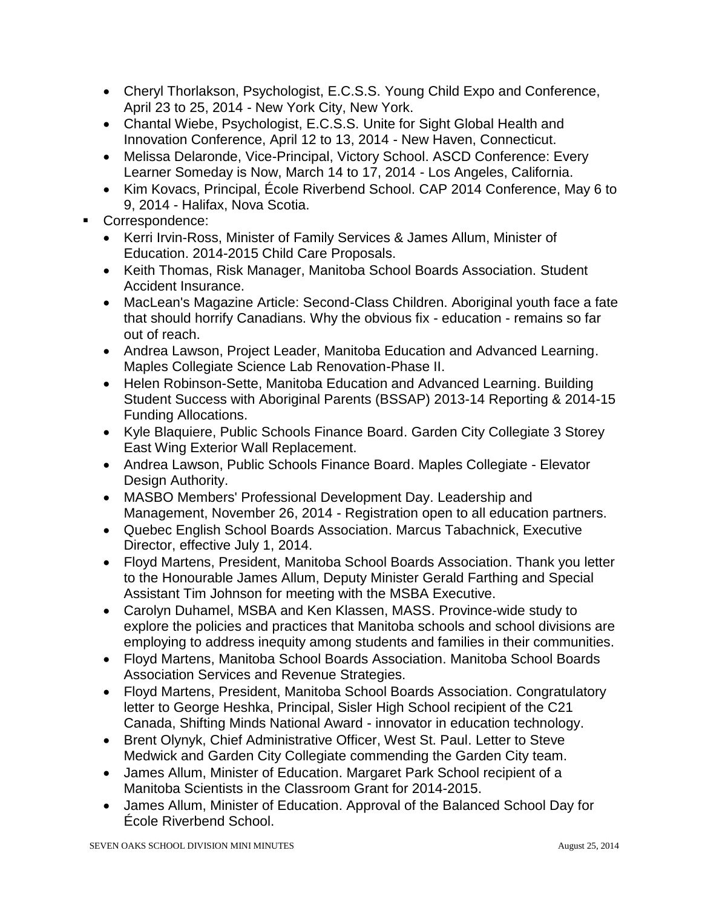- Cheryl Thorlakson, Psychologist, E.C.S.S. Young Child Expo and Conference, April 23 to 25, 2014 - New York City, New York.
- Chantal Wiebe, Psychologist, E.C.S.S. Unite for Sight Global Health and Innovation Conference, April 12 to 13, 2014 - New Haven, Connecticut.
- Melissa Delaronde, Vice-Principal, Victory School. ASCD Conference: Every Learner Someday is Now, March 14 to 17, 2014 - Los Angeles, California.
- Kim Kovacs, Principal, École Riverbend School. CAP 2014 Conference, May 6 to 9, 2014 - Halifax, Nova Scotia.

- Correspondence:
  - Kerri Irvin-Ross, Minister of Family Services & James Allum, Minister of Education. 2014-2015 Child Care Proposals.
  - Keith Thomas, Risk Manager, Manitoba School Boards Association. Student Accident Insurance.
  - MacLean's Magazine Article: Second-Class Children. Aboriginal youth face a fate that should horrify Canadians. Why the obvious fix - education - remains so far out of reach.
  - Andrea Lawson, Project Leader, Manitoba Education and Advanced Learning. Maples Collegiate Science Lab Renovation-Phase II.
  - Helen Robinson-Sette, Manitoba Education and Advanced Learning. Building Student Success with Aboriginal Parents (BSSAP) 2013-14 Reporting & 2014-15 Funding Allocations.
  - Kyle Blaquiere, Public Schools Finance Board. Garden City Collegiate 3 Storey East Wing Exterior Wall Replacement.
  - Andrea Lawson, Public Schools Finance Board. Maples Collegiate - Elevator Design Authority.
  - MASBO Members' Professional Development Day. Leadership and Management, November 26, 2014 - Registration open to all education partners.
  - Quebec English School Boards Association. Marcus Tabachnick, Executive Director, effective July 1, 2014.
  - Floyd Martens, President, Manitoba School Boards Association. Thank you letter to the Honourable James Allum, Deputy Minister Gerald Farthing and Special Assistant Tim Johnson for meeting with the MSBA Executive.
  - Carolyn Duhamel, MSBA and Ken Klassen, MASS. Province-wide study to explore the policies and practices that Manitoba schools and school divisions are employing to address inequity among students and families in their communities.
  - Floyd Martens, Manitoba School Boards Association. Manitoba School Boards Association Services and Revenue Strategies.
  - Floyd Martens, President, Manitoba School Boards Association. Congratulatory letter to George Heshka, Principal, Sisler High School recipient of the C21 Canada, Shifting Minds National Award - innovator in education technology.
  - Brent Olynyk, Chief Administrative Officer, West St. Paul. Letter to Steve Medwick and Garden City Collegiate commending the Garden City team.
  - James Allum, Minister of Education. Margaret Park School recipient of a Manitoba Scientists in the Classroom Grant for 2014-2015.
  - James Allum, Minister of Education. Approval of the Balanced School Day for École Riverbend School.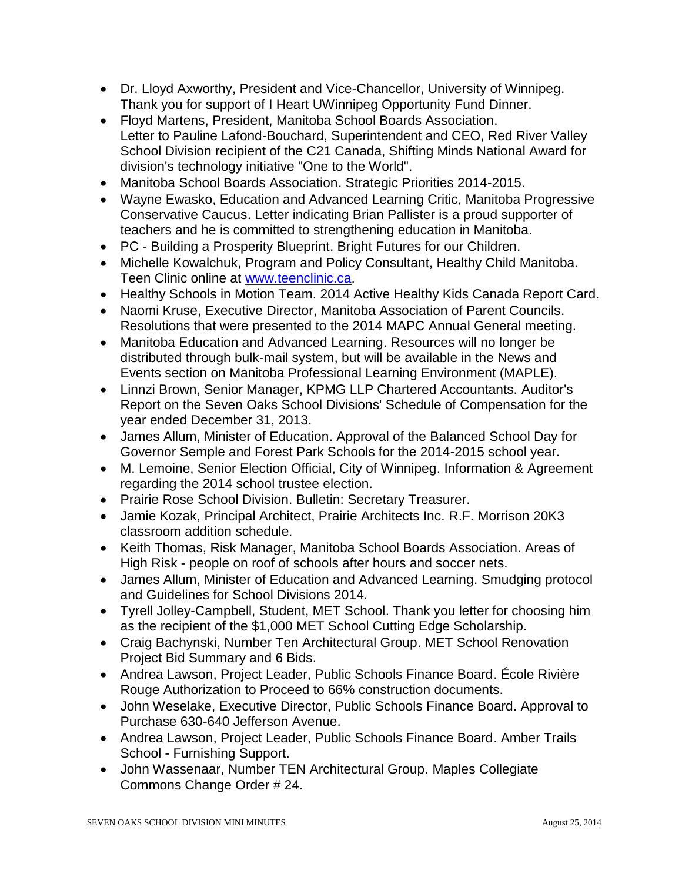- Dr. Lloyd Axworthy, President and Vice-Chancellor, University of Winnipeg. Thank you for support of I Heart UWinnipeg Opportunity Fund Dinner.
- Floyd Martens, President, Manitoba School Boards Association. Letter to Pauline Lafond-Bouchard, Superintendent and CEO, Red River Valley School Division recipient of the C21 Canada, Shifting Minds National Award for division's technology initiative "One to the World".
- Manitoba School Boards Association. Strategic Priorities 2014-2015.
- Wayne Ewasko, Education and Advanced Learning Critic, Manitoba Progressive Conservative Caucus. Letter indicating Brian Pallister is a proud supporter of teachers and he is committed to strengthening education in Manitoba.
- PC - Building a Prosperity Blueprint. Bright Futures for our Children.
- Michelle Kowalchuk, Program and Policy Consultant, Healthy Child Manitoba. Teen Clinic online at [www.teenclinic.ca](http://www.teenclinic.ca).
- Healthy Schools in Motion Team. 2014 Active Healthy Kids Canada Report Card.
- Naomi Kruse, Executive Director, Manitoba Association of Parent Councils. Resolutions that were presented to the 2014 MAPC Annual General meeting.
- Manitoba Education and Advanced Learning. Resources will no longer be distributed through bulk-mail system, but will be available in the News and Events section on Manitoba Professional Learning Environment (MAPLE).
- Linnzi Brown, Senior Manager, KPMG LLP Chartered Accountants. Auditor's Report on the Seven Oaks School Divisions' Schedule of Compensation for the year ended December 31, 2013.
- James Allum, Minister of Education. Approval of the Balanced School Day for Governor Semple and Forest Park Schools for the 2014-2015 school year.
- M. Lemoine, Senior Election Official, City of Winnipeg. Information & Agreement regarding the 2014 school trustee election.
- Prairie Rose School Division. Bulletin: Secretary Treasurer.
- Jamie Kozak, Principal Architect, Prairie Architects Inc. R.F. Morrison 20K3 classroom addition schedule.
- Keith Thomas, Risk Manager, Manitoba School Boards Association. Areas of High Risk - people on roof of schools after hours and soccer nets.
- James Allum, Minister of Education and Advanced Learning. Smudging protocol and Guidelines for School Divisions 2014.
- Tyrell Jolley-Campbell, Student, MET School. Thank you letter for choosing him as the recipient of the $1,000 MET School Cutting Edge Scholarship.
- Craig Bachynski, Number Ten Architectural Group. MET School Renovation Project Bid Summary and 6 Bids.
- Andrea Lawson, Project Leader, Public Schools Finance Board. École Rivière Rouge Authorization to Proceed to 66% construction documents.
- John Weselake, Executive Director, Public Schools Finance Board. Approval to Purchase 630-640 Jefferson Avenue.
- Andrea Lawson, Project Leader, Public Schools Finance Board. Amber Trails School - Furnishing Support.
- John Wassenaar, Number TEN Architectural Group. Maples Collegiate Commons Change Order # 24.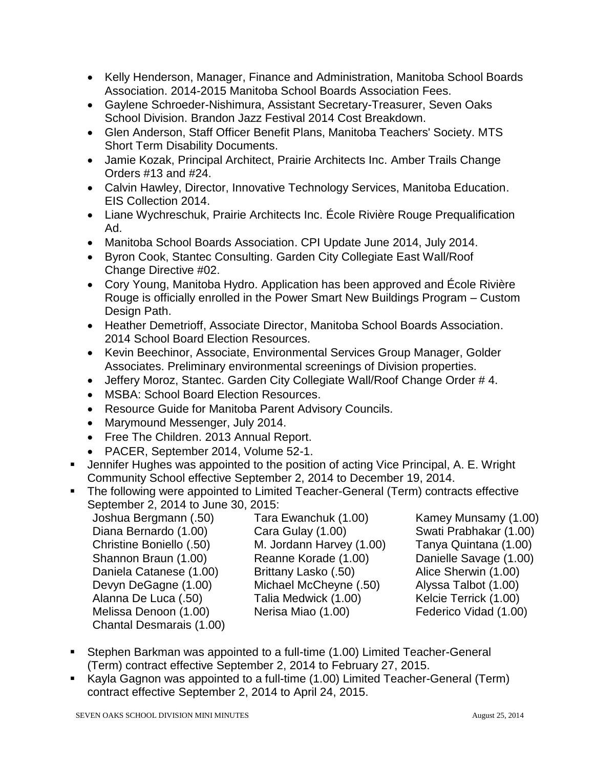- Kelly Henderson, Manager, Finance and Administration, Manitoba School Boards Association. 2014-2015 Manitoba School Boards Association Fees.
- Gaylene Schroeder-Nishimura, Assistant Secretary-Treasurer, Seven Oaks School Division. Brandon Jazz Festival 2014 Cost Breakdown.
- Glen Anderson, Staff Officer Benefit Plans, Manitoba Teachers' Society. MTS Short Term Disability Documents.
- Jamie Kozak, Principal Architect, Prairie Architects Inc. Amber Trails Change Orders #13 and #24.
- Calvin Hawley, Director, Innovative Technology Services, Manitoba Education. EIS Collection 2014.
- Liane Wychreschuk, Prairie Architects Inc. École Rivière Rouge Prequalification Ad.
- Manitoba School Boards Association. CPI Update June 2014, July 2014.
- Byron Cook, Stantec Consulting. Garden City Collegiate East Wall/Roof Change Directive #02.
- Cory Young, Manitoba Hydro. Application has been approved and École Rivière Rouge is officially enrolled in the Power Smart New Buildings Program – Custom Design Path.
- Heather Demetrioff, Associate Director, Manitoba School Boards Association. 2014 School Board Election Resources.
- Kevin Beechinor, Associate, Environmental Services Group Manager, Golder Associates. Preliminary environmental screenings of Division properties.
- Jeffery Moroz, Stantec. Garden City Collegiate Wall/Roof Change Order # 4.
- MSBA: School Board Election Resources.
- Resource Guide for Manitoba Parent Advisory Councils.
- Marymound Messenger, July 2014.
- Free The Children. 2013 Annual Report.
- PACER, September 2014, Volume 52-1.

- Jennifer Hughes was appointed to the position of acting Vice Principal, A. E. Wright Community School effective September 2, 2014 to December 19, 2014.
- The following were appointed to Limited Teacher-General (Term) contracts effective September 2, 2014 to June 30, 2015:

| | | |
|---|---|---|
| Joshua Bergmann (.50) | Tara Ewanchuk (1.00) | Kamey Munsamy (1.00) |
| Diana Bernardo (1.00) | Cara Gulay (1.00) | Swati Prabhakar (1.00) |
| Christine Boniello (.50) | M. Jordann Harvey (1.00) | Tanya Quintana (1.00) |
| Shannon Braun (1.00) | Reanne Korade (1.00) | Danielle Savage (1.00) |
| Daniela Catanese (1.00) | Brittany Lasko (.50) | Alice Sherwin (1.00) |
| Devyn DeGagne (1.00) | Michael McCheyne (.50) | Alyssa Talbot (1.00) |
| Alanna De Luca (.50) | Talia Medwick (1.00) | Kelcie Terrick (1.00) |
| Melissa Denoon (1.00) | Nerisa Miao (1.00) | Federico Vidad (1.00) |
| Chantal Desmarais (1.00) | | |

- Stephen Barkman was appointed to a full-time (1.00) Limited Teacher-General (Term) contract effective September 2, 2014 to February 27, 2015.
- Kayla Gagnon was appointed to a full-time (1.00) Limited Teacher-General (Term) contract effective September 2, 2014 to April 24, 2015.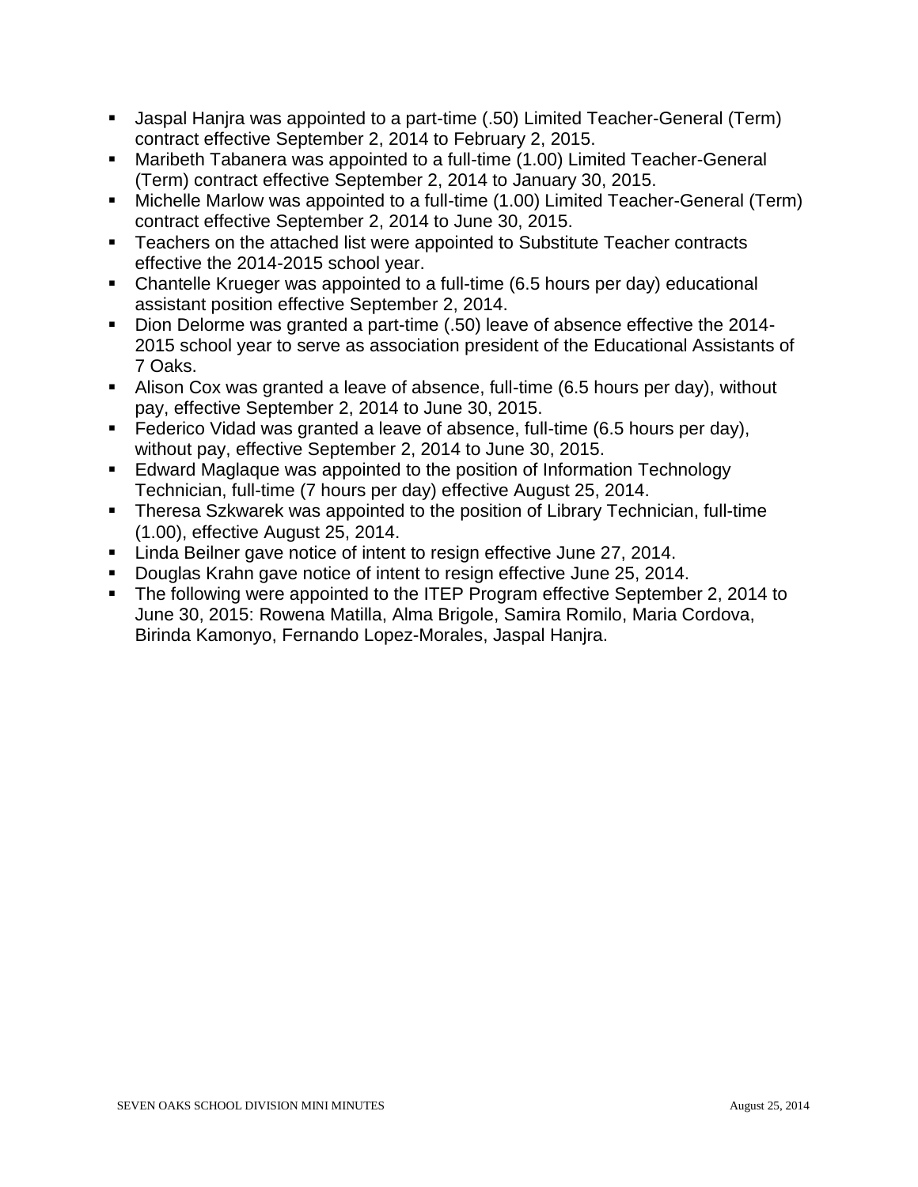- Jaspal Hanjra was appointed to a part-time (.50) Limited Teacher-General (Term) contract effective September 2, 2014 to February 2, 2015.
- Maribeth Tabanera was appointed to a full-time (1.00) Limited Teacher-General (Term) contract effective September 2, 2014 to January 30, 2015.
- Michelle Marlow was appointed to a full-time (1.00) Limited Teacher-General (Term) contract effective September 2, 2014 to June 30, 2015.
- Teachers on the attached list were appointed to Substitute Teacher contracts effective the 2014-2015 school year.
- Chantelle Krueger was appointed to a full-time (6.5 hours per day) educational assistant position effective September 2, 2014.
- Dion Delorme was granted a part-time (.50) leave of absence effective the 2014-2015 school year to serve as association president of the Educational Assistants of 7 Oaks.
- Alison Cox was granted a leave of absence, full-time (6.5 hours per day), without pay, effective September 2, 2014 to June 30, 2015.
- Federico Vidad was granted a leave of absence, full-time (6.5 hours per day), without pay, effective September 2, 2014 to June 30, 2015.
- Edward Maglaque was appointed to the position of Information Technology Technician, full-time (7 hours per day) effective August 25, 2014.
- Theresa Szkwarek was appointed to the position of Library Technician, full-time (1.00), effective August 25, 2014.
- Linda Beilner gave notice of intent to resign effective June 27, 2014.
- Douglas Krahn gave notice of intent to resign effective June 25, 2014.
- The following were appointed to the ITEP Program effective September 2, 2014 to June 30, 2015: Rowena Matilla, Alma Brigole, Samira Romilo, Maria Cordova, Birinda Kamonyo, Fernando Lopez-Morales, Jaspal Hanjra.